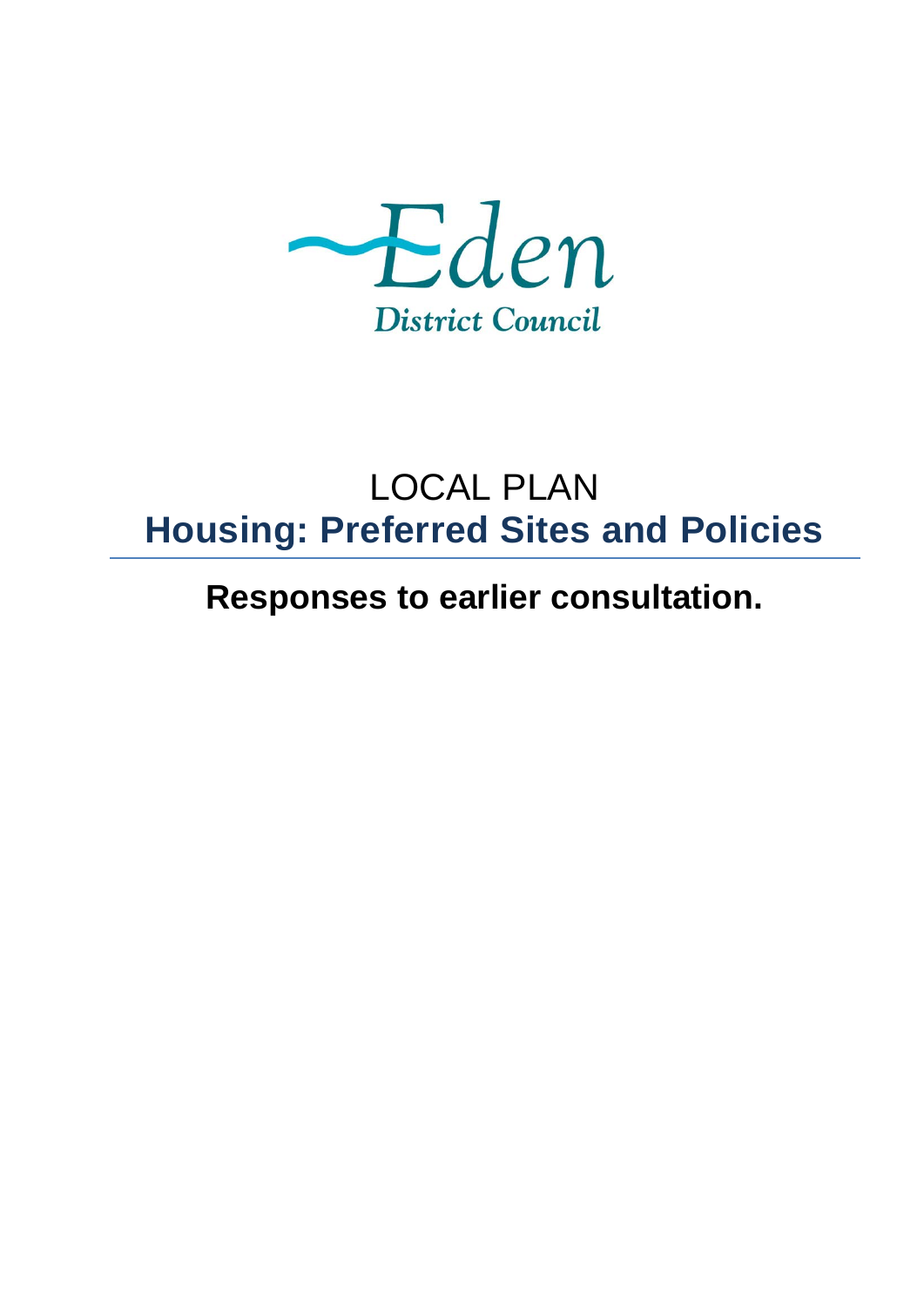Eden

District Council

# LOCAL PLAN

# Housing: Preferred Sites and Policies

## Responses to earlier consultation.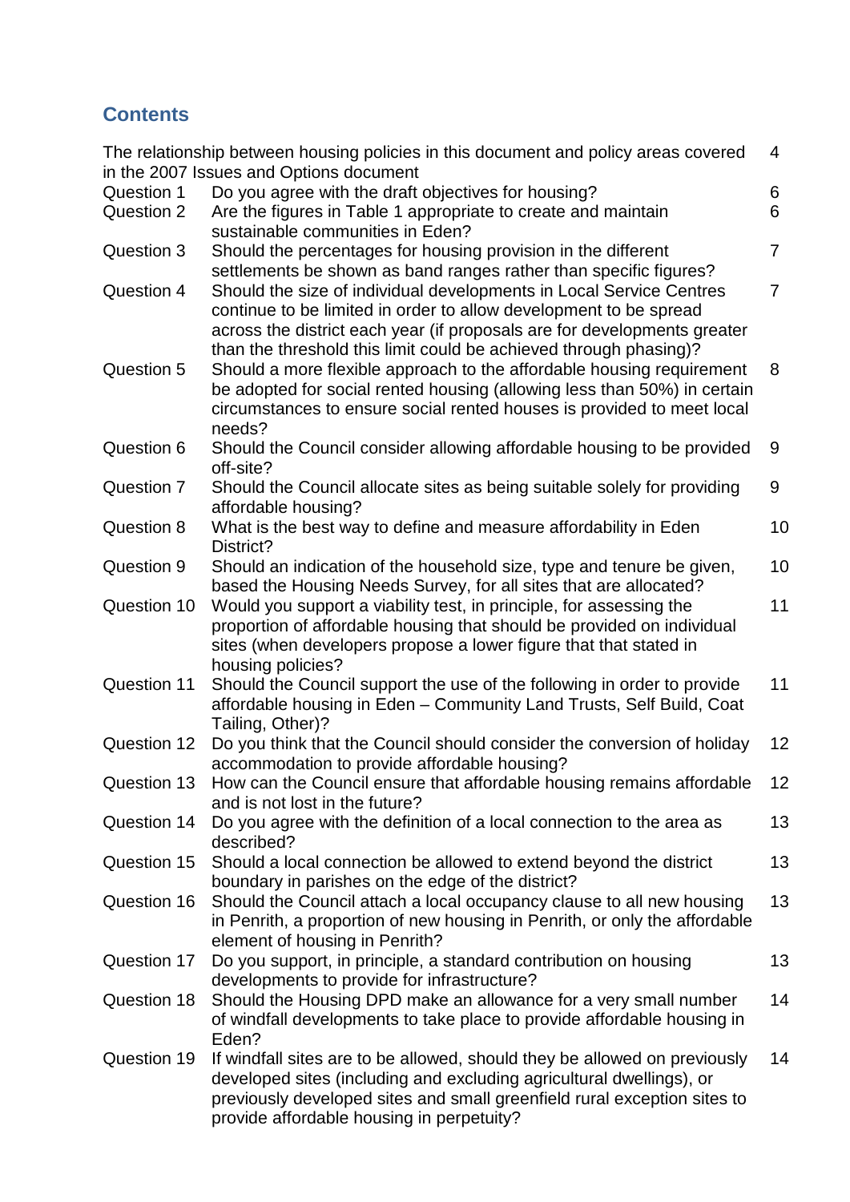## Contents

| | | |
|---|---|---|
| The relationship between housing policies in this document and policy areas covered in the 2007 Issues and Options document | | 4 |
| Question 1 | Do you agree with the draft objectives for housing? | 6 |
| Question 2 | Are the figures in Table 1 appropriate to create and maintain sustainable communities in Eden? | 6 |
| Question 3 | Should the percentages for housing provision in the different settlements be shown as band ranges rather than specific figures? | 7 |
| Question 4 | Should the size of individual developments in Local Service Centres continue to be limited in order to allow development to be spread across the district each year (if proposals are for developments greater than the threshold this limit could be achieved through phasing)? | 7 |
| Question 5 | Should a more flexible approach to the affordable housing requirement be adopted for social rented housing (allowing less than 50%) in certain circumstances to ensure social rented houses is provided to meet local needs? | 8 |
| Question 6 | Should the Council consider allowing affordable housing to be provided off-site? | 9 |
| Question 7 | Should the Council allocate sites as being suitable solely for providing affordable housing? | 9 |
| Question 8 | What is the best way to define and measure affordability in Eden District? | 10 |
| Question 9 | Should an indication of the household size, type and tenure be given, based the Housing Needs Survey, for all sites that are allocated? | 10 |
| Question 10 | Would you support a viability test, in principle, for assessing the proportion of affordable housing that should be provided on individual sites (when developers propose a lower figure that that stated in housing policies? | 11 |
| Question 11 | Should the Council support the use of the following in order to provide affordable housing in Eden – Community Land Trusts, Self Build, Coat Tailing, Other)? | 11 |
| Question 12 | Do you think that the Council should consider the conversion of holiday accommodation to provide affordable housing? | 12 |
| Question 13 | How can the Council ensure that affordable housing remains affordable and is not lost in the future? | 12 |
| Question 14 | Do you agree with the definition of a local connection to the area as described? | 13 |
| Question 15 | Should a local connection be allowed to extend beyond the district boundary in parishes on the edge of the district? | 13 |
| Question 16 | Should the Council attach a local occupancy clause to all new housing in Penrith, a proportion of new housing in Penrith, or only the affordable element of housing in Penrith? | 13 |
| Question 17 | Do you support, in principle, a standard contribution on housing developments to provide for infrastructure? | 13 |
| Question 18 | Should the Housing DPD make an allowance for a very small number of windfall developments to take place to provide affordable housing in Eden? | 14 |
| Question 19 | If windfall sites are to be allowed, should they be allowed on previously developed sites (including and excluding agricultural dwellings), or previously developed sites and small greenfield rural exception sites to provide affordable housing in perpetuity? | 14 |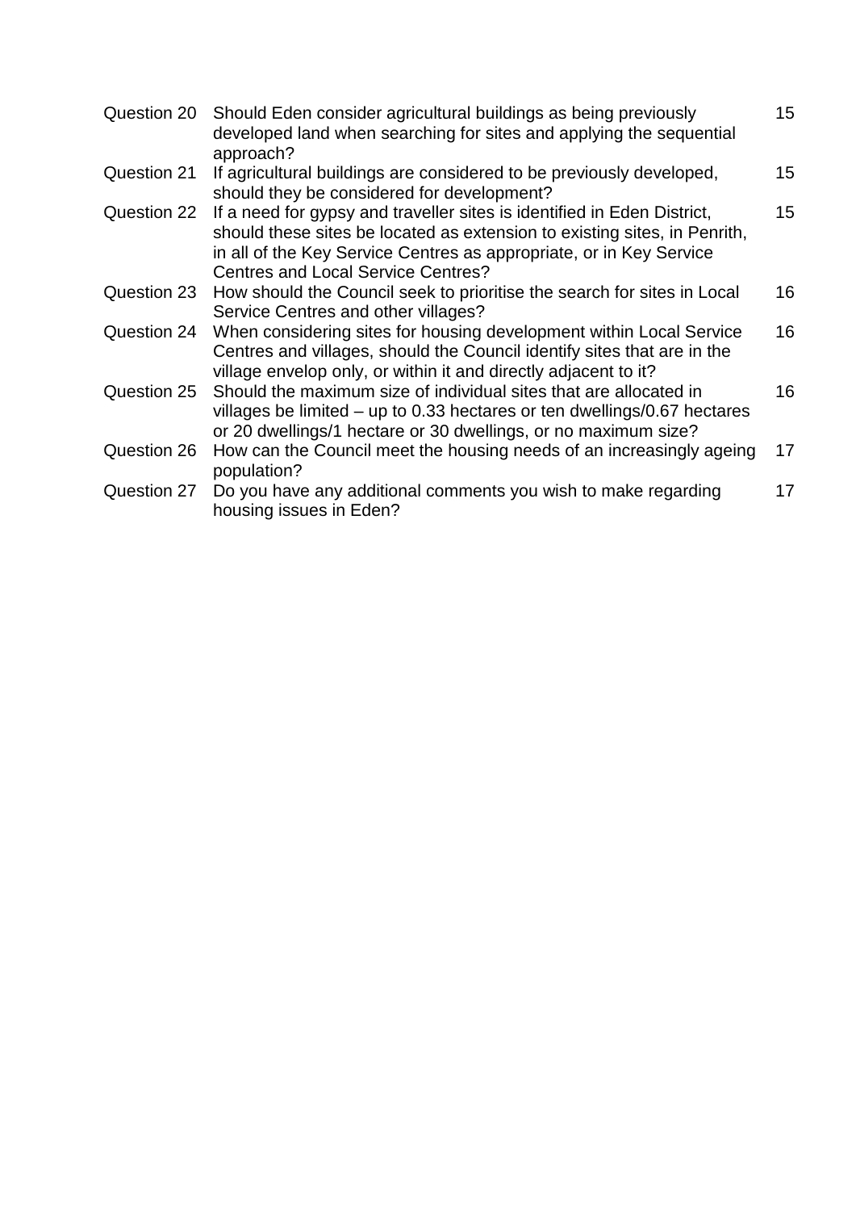| | | |
|---|---|---|
| Question 20 | Should Eden consider agricultural buildings as being previously developed land when searching for sites and applying the sequential approach? | 15 |
| Question 21 | If agricultural buildings are considered to be previously developed, should they be considered for development? | 15 |
| Question 22 | If a need for gypsy and traveller sites is identified in Eden District, should these sites be located as extension to existing sites, in Penrith, in all of the Key Service Centres as appropriate, or in Key Service Centres and Local Service Centres? | 15 |
| Question 23 | How should the Council seek to prioritise the search for sites in Local Service Centres and other villages? | 16 |
| Question 24 | When considering sites for housing development within Local Service Centres and villages, should the Council identify sites that are in the village envelop only, or within it and directly adjacent to it? | 16 |
| Question 25 | Should the maximum size of individual sites that are allocated in villages be limited – up to 0.33 hectares or ten dwellings/0.67 hectares or 20 dwellings/1 hectare or 30 dwellings, or no maximum size? | 16 |
| Question 26 | How can the Council meet the housing needs of an increasingly ageing population? | 17 |
| Question 27 | Do you have any additional comments you wish to make regarding housing issues in Eden? | 17 |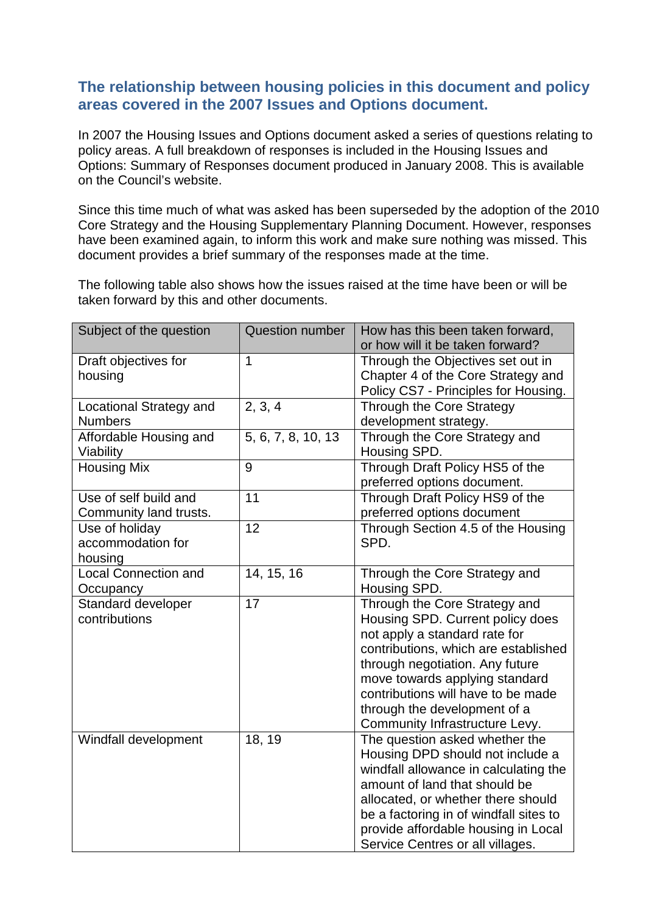## The relationship between housing policies in this document and policy areas covered in the 2007 Issues and Options document.

In 2007 the Housing Issues and Options document asked a series of questions relating to policy areas. A full breakdown of responses is included in the Housing Issues and Options: Summary of Responses document produced in January 2008. This is available on the Council's website.

Since this time much of what was asked has been superseded by the adoption of the 2010 Core Strategy and the Housing Supplementary Planning Document. However, responses have been examined again, to inform this work and make sure nothing was missed. This document provides a brief summary of the responses made at the time.

The following table also shows how the issues raised at the time have been or will be taken forward by this and other documents.

| Subject of the question | Question number | How has this been taken forward, or how will it be taken forward? |
|---|---|---|
| Draft objectives for housing | 1 | Through the Objectives set out in Chapter 4 of the Core Strategy and Policy CS7 - Principles for Housing. |
| Locational Strategy and Numbers | 2, 3, 4 | Through the Core Strategy development strategy. |
| Affordable Housing and Viability | 5, 6, 7, 8, 10, 13 | Through the Core Strategy and Housing SPD. |
| Housing Mix | 9 | Through Draft Policy HS5 of the preferred options document. |
| Use of self build and Community land trusts. | 11 | Through Draft Policy HS9 of the preferred options document |
| Use of holiday accommodation for housing | 12 | Through Section 4.5 of the Housing SPD. |
| Local Connection and Occupancy | 14, 15, 16 | Through the Core Strategy and Housing SPD. |
| Standard developer contributions | 17 | Through the Core Strategy and Housing SPD. Current policy does not apply a standard rate for contributions, which are established through negotiation. Any future move towards applying standard contributions will have to be made through the development of a Community Infrastructure Levy. |
| Windfall development | 18, 19 | The question asked whether the Housing DPD should not include a windfall allowance in calculating the amount of land that should be allocated, or whether there should be a factoring in of windfall sites to provide affordable housing in Local Service Centres or all villages. |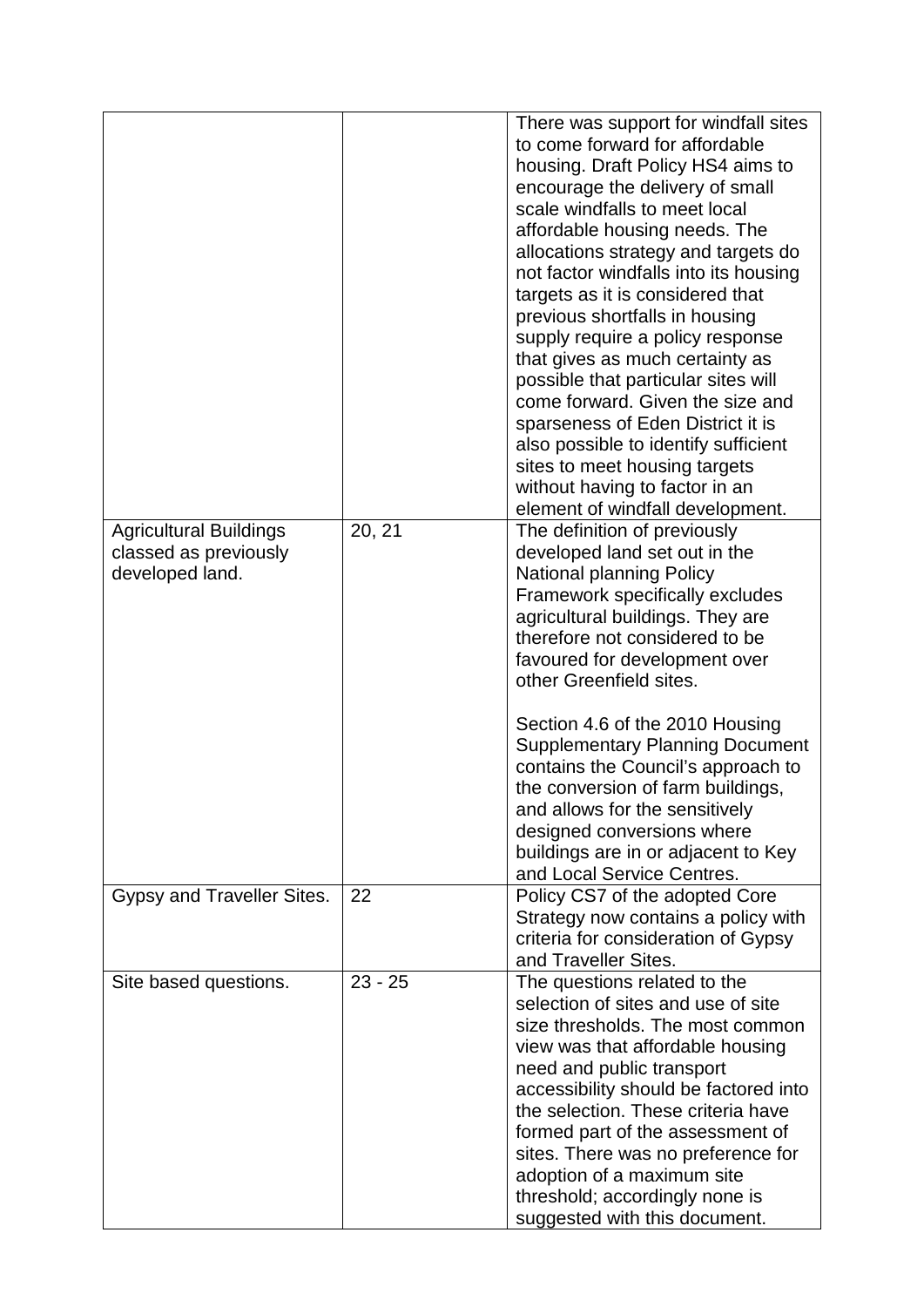| | | |
|---|---|---|
| | | There was support for windfall sites to come forward for affordable housing. Draft Policy HS4 aims to encourage the delivery of small scale windfalls to meet local affordable housing needs. The allocations strategy and targets do not factor windfalls into its housing targets as it is considered that previous shortfalls in housing supply require a policy response that gives as much certainty as possible that particular sites will come forward. Given the size and sparseness of Eden District it is also possible to identify sufficient sites to meet housing targets without having to factor in an element of windfall development. |
| Agricultural Buildings classed as previously developed land. | 20, 21 | The definition of previously developed land set out in the National planning Policy Framework specifically excludes agricultural buildings. They are therefore not considered to be favoured for development over other Greenfield sites.<br><br>Section 4.6 of the 2010 Housing Supplementary Planning Document contains the Council's approach to the conversion of farm buildings, and allows for the sensitively designed conversions where buildings are in or adjacent to Key and Local Service Centres. |
| Gypsy and Traveller Sites. | 22 | Policy CS7 of the adopted Core Strategy now contains a policy with criteria for consideration of Gypsy and Traveller Sites. |
| Site based questions. | 23 - 25 | The questions related to the selection of sites and use of site size thresholds. The most common view was that affordable housing need and public transport accessibility should be factored into the selection. These criteria have formed part of the assessment of sites. There was no preference for adoption of a maximum site threshold; accordingly none is suggested with this document. |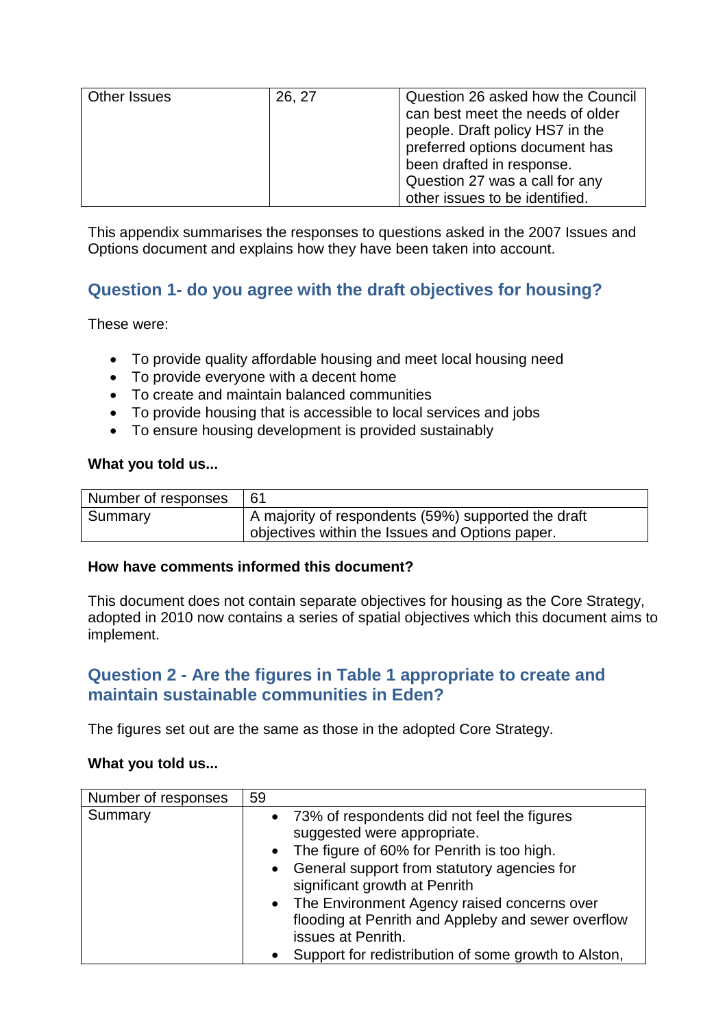| Other Issues | 26, 27 | Question 26 asked how the Council can best meet the needs of older people. Draft policy HS7 in the preferred options document has been drafted in response. Question 27 was a call for any other issues to be identified. |
|---|---|---|

This appendix summarises the responses to questions asked in the 2007 Issues and Options document and explains how they have been taken into account.

## Question 1- do you agree with the draft objectives for housing?

These were:

- To provide quality affordable housing and meet local housing need
- To provide everyone with a decent home
- To create and maintain balanced communities
- To provide housing that is accessible to local services and jobs
- To ensure housing development is provided sustainably

**What you told us...**

| Number of responses | 61 |
|---|---|
| Summary | A majority of respondents (59%) supported the draft objectives within the Issues and Options paper. |

**How have comments informed this document?**

This document does not contain separate objectives for housing as the Core Strategy, adopted in 2010 now contains a series of spatial objectives which this document aims to implement.

## Question 2 - Are the figures in Table 1 appropriate to create and maintain sustainable communities in Eden?

The figures set out are the same as those in the adopted Core Strategy.

**What you told us...**

| Number of responses | 59 |
|---|---|
| Summary | • 73% of respondents did not feel the figures suggested were appropriate.<br>• The figure of 60% for Penrith is too high.<br>• General support from statutory agencies for significant growth at Penrith<br>• The Environment Agency raised concerns over flooding at Penrith and Appleby and sewer overflow issues at Penrith.<br>• Support for redistribution of some growth to Alston, |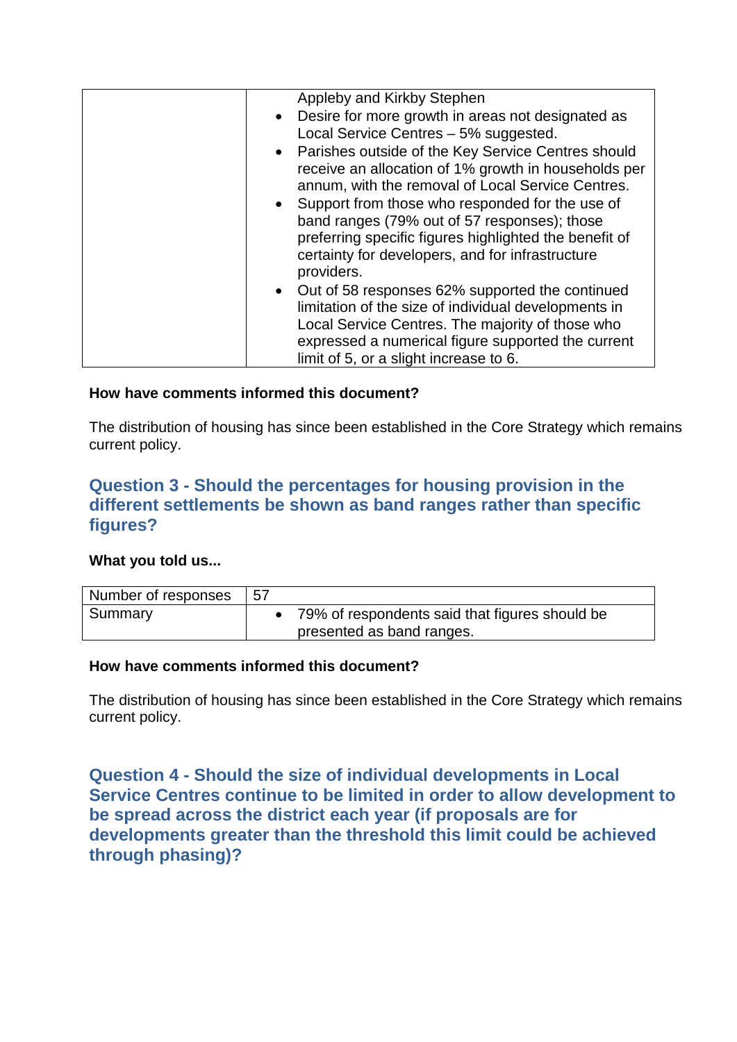| | |
|---|---|
| | Appleby and Kirkby Stephen<br>• Desire for more growth in areas not designated as Local Service Centres – 5% suggested.<br>• Parishes outside of the Key Service Centres should receive an allocation of 1% growth in households per annum, with the removal of Local Service Centres.<br>• Support from those who responded for the use of band ranges (79% out of 57 responses); those preferring specific figures highlighted the benefit of certainty for developers, and for infrastructure providers.<br>• Out of 58 responses 62% supported the continued limitation of the size of individual developments in Local Service Centres. The majority of those who expressed a numerical figure supported the current limit of 5, or a slight increase to 6. |

**How have comments informed this document?**

The distribution of housing has since been established in the Core Strategy which remains current policy.

## Question 3 - Should the percentages for housing provision in the different settlements be shown as band ranges rather than specific figures?

**What you told us...**

| Number of responses | 57 |
|---|---|
| Summary | • 79% of respondents said that figures should be presented as band ranges. |

**How have comments informed this document?**

The distribution of housing has since been established in the Core Strategy which remains current policy.

## Question 4 - Should the size of individual developments in Local Service Centres continue to be limited in order to allow development to be spread across the district each year (if proposals are for developments greater than the threshold this limit could be achieved through phasing)?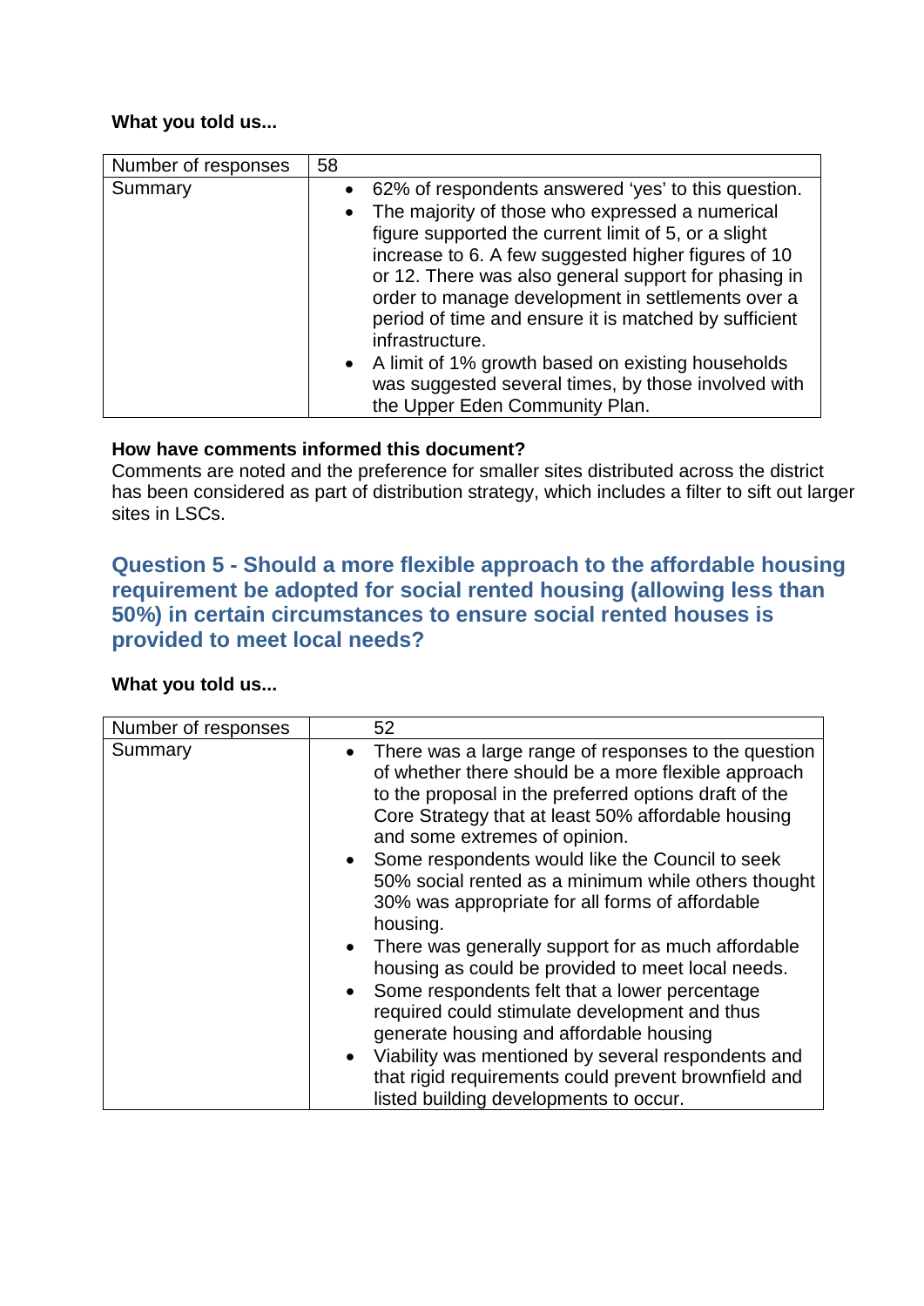**What you told us...**

| Number of responses | 58 |
|---|---|
| Summary | • 62% of respondents answered 'yes' to this question. • The majority of those who expressed a numerical figure supported the current limit of 5, or a slight increase to 6. A few suggested higher figures of 10 or 12. There was also general support for phasing in order to manage development in settlements over a period of time and ensure it is matched by sufficient infrastructure. • A limit of 1% growth based on existing households was suggested several times, by those involved with the Upper Eden Community Plan. |

**How have comments informed this document?**
Comments are noted and the preference for smaller sites distributed across the district has been considered as part of distribution strategy, which includes a filter to sift out larger sites in LSCs.

## Question 5 - Should a more flexible approach to the affordable housing requirement be adopted for social rented housing (allowing less than 50%) in certain circumstances to ensure social rented houses is provided to meet local needs?

**What you told us...**

| Number of responses | 52 |
|---|---|
| Summary | • There was a large range of responses to the question of whether there should be a more flexible approach to the proposal in the preferred options draft of the Core Strategy that at least 50% affordable housing and some extremes of opinion. • Some respondents would like the Council to seek 50% social rented as a minimum while others thought 30% was appropriate for all forms of affordable housing. • There was generally support for as much affordable housing as could be provided to meet local needs. • Some respondents felt that a lower percentage required could stimulate development and thus generate housing and affordable housing • Viability was mentioned by several respondents and that rigid requirements could prevent brownfield and listed building developments to occur. |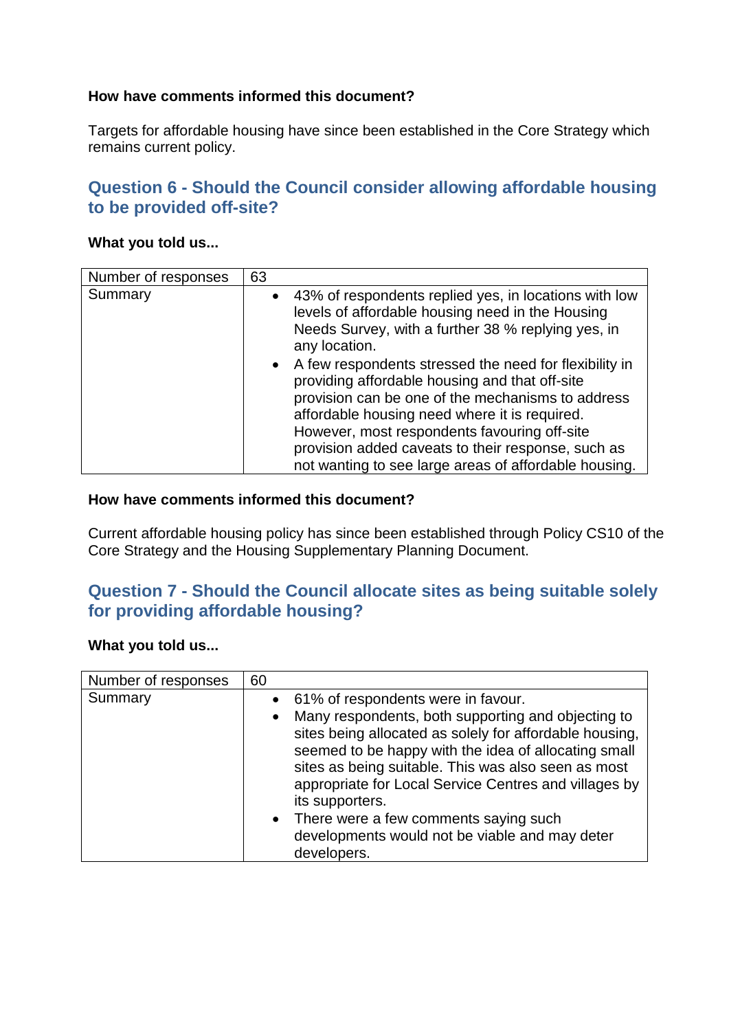**How have comments informed this document?**

Targets for affordable housing have since been established in the Core Strategy which remains current policy.

## Question 6 - Should the Council consider allowing affordable housing to be provided off-site?

**What you told us...**

| Number of responses | 63 |
|---|---|
| Summary | • 43% of respondents replied yes, in locations with low levels of affordable housing need in the Housing Needs Survey, with a further 38 % replying yes, in any location.<br>• A few respondents stressed the need for flexibility in providing affordable housing and that off-site provision can be one of the mechanisms to address affordable housing need where it is required. However, most respondents favouring off-site provision added caveats to their response, such as not wanting to see large areas of affordable housing. |

**How have comments informed this document?**

Current affordable housing policy has since been established through Policy CS10 of the Core Strategy and the Housing Supplementary Planning Document.

## Question 7 - Should the Council allocate sites as being suitable solely for providing affordable housing?

**What you told us...**

| Number of responses | 60 |
|---|---|
| Summary | • 61% of respondents were in favour.<br>• Many respondents, both supporting and objecting to sites being allocated as solely for affordable housing, seemed to be happy with the idea of allocating small sites as being suitable. This was also seen as most appropriate for Local Service Centres and villages by its supporters.<br>• There were a few comments saying such developments would not be viable and may deter developers. |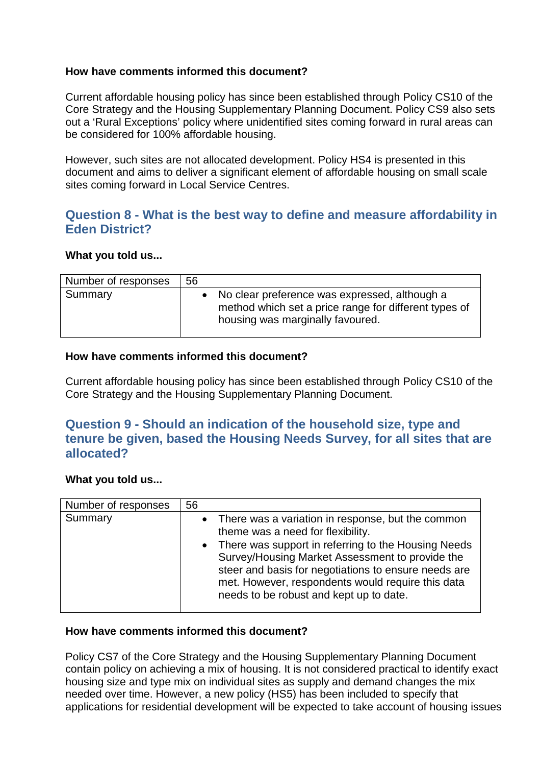**How have comments informed this document?**

Current affordable housing policy has since been established through Policy CS10 of the Core Strategy and the Housing Supplementary Planning Document. Policy CS9 also sets out a 'Rural Exceptions' policy where unidentified sites coming forward in rural areas can be considered for 100% affordable housing.

However, such sites are not allocated development. Policy HS4 is presented in this document and aims to deliver a significant element of affordable housing on small scale sites coming forward in Local Service Centres.

## Question 8 - What is the best way to define and measure affordability in Eden District?

**What you told us...**

| Number of responses | 56 |
|---|---|
| Summary | • No clear preference was expressed, although a method which set a price range for different types of housing was marginally favoured. |

**How have comments informed this document?**

Current affordable housing policy has since been established through Policy CS10 of the Core Strategy and the Housing Supplementary Planning Document.

## Question 9 - Should an indication of the household size, type and tenure be given, based the Housing Needs Survey, for all sites that are allocated?

**What you told us...**

| Number of responses | 56 |
|---|---|
| Summary | • There was a variation in response, but the common theme was a need for flexibility.<br>• There was support in referring to the Housing Needs Survey/Housing Market Assessment to provide the steer and basis for negotiations to ensure needs are met. However, respondents would require this data needs to be robust and kept up to date. |

**How have comments informed this document?**

Policy CS7 of the Core Strategy and the Housing Supplementary Planning Document contain policy on achieving a mix of housing. It is not considered practical to identify exact housing size and type mix on individual sites as supply and demand changes the mix needed over time. However, a new policy (HS5) has been included to specify that applications for residential development will be expected to take account of housing issues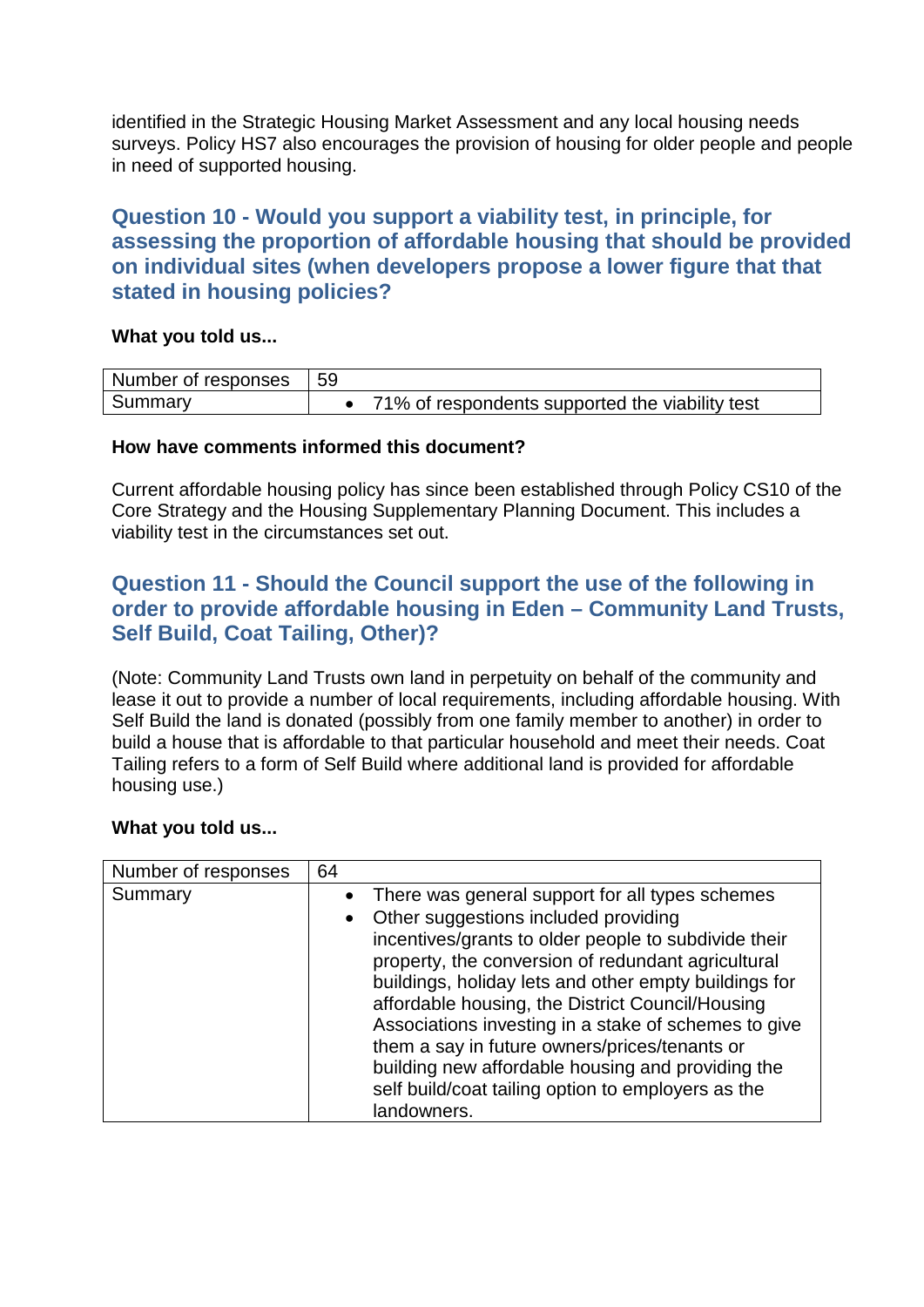identified in the Strategic Housing Market Assessment and any local housing needs surveys. Policy HS7 also encourages the provision of housing for older people and people in need of supported housing.

## Question 10 - Would you support a viability test, in principle, for assessing the proportion of affordable housing that should be provided on individual sites (when developers propose a lower figure that that stated in housing policies?

**What you told us...**

| Number of responses | 59 |
|---|---|
| Summary | • 71% of respondents supported the viability test |

**How have comments informed this document?**

Current affordable housing policy has since been established through Policy CS10 of the Core Strategy and the Housing Supplementary Planning Document. This includes a viability test in the circumstances set out.

## Question 11 - Should the Council support the use of the following in order to provide affordable housing in Eden – Community Land Trusts, Self Build, Coat Tailing, Other)?

(Note: Community Land Trusts own land in perpetuity on behalf of the community and lease it out to provide a number of local requirements, including affordable housing. With Self Build the land is donated (possibly from one family member to another) in order to build a house that is affordable to that particular household and meet their needs. Coat Tailing refers to a form of Self Build where additional land is provided for affordable housing use.)

**What you told us...**

| Number of responses | 64 |
|---|---|
| Summary | • There was general support for all types schemes<br>• Other suggestions included providing incentives/grants to older people to subdivide their property, the conversion of redundant agricultural buildings, holiday lets and other empty buildings for affordable housing, the District Council/Housing Associations investing in a stake of schemes to give them a say in future owners/prices/tenants or building new affordable housing and providing the self build/coat tailing option to employers as the landowners. |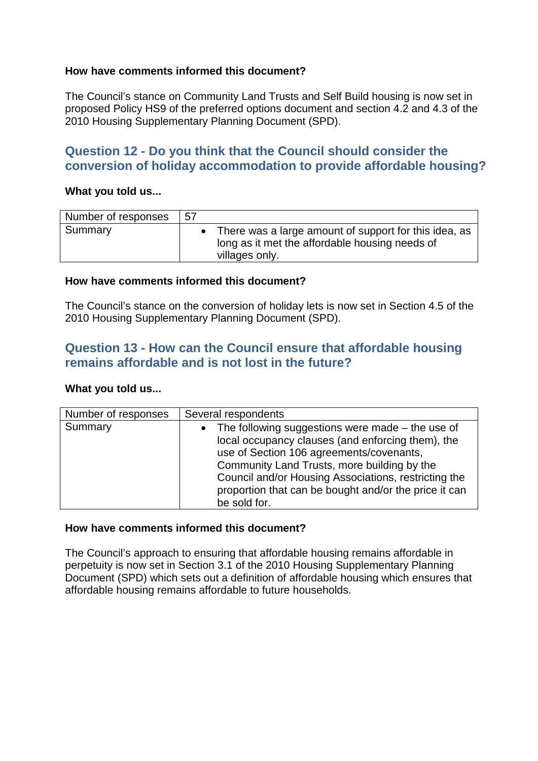**How have comments informed this document?**

The Council's stance on Community Land Trusts and Self Build housing is now set in proposed Policy HS9 of the preferred options document and section 4.2 and 4.3 of the 2010 Housing Supplementary Planning Document (SPD).

## Question 12 - Do you think that the Council should consider the conversion of holiday accommodation to provide affordable housing?

**What you told us...**

| Number of responses | 57 |
|---|---|
| Summary | • There was a large amount of support for this idea, as long as it met the affordable housing needs of villages only. |

**How have comments informed this document?**

The Council's stance on the conversion of holiday lets is now set in Section 4.5 of the 2010 Housing Supplementary Planning Document (SPD).

## Question 13 - How can the Council ensure that affordable housing remains affordable and is not lost in the future?

**What you told us...**

| Number of responses | Several respondents |
|---|---|
| Summary | • The following suggestions were made – the use of local occupancy clauses (and enforcing them), the use of Section 106 agreements/covenants, Community Land Trusts, more building by the Council and/or Housing Associations, restricting the proportion that can be bought and/or the price it can be sold for. |

**How have comments informed this document?**

The Council's approach to ensuring that affordable housing remains affordable in perpetuity is now set in Section 3.1 of the 2010 Housing Supplementary Planning Document (SPD) which sets out a definition of affordable housing which ensures that affordable housing remains affordable to future households.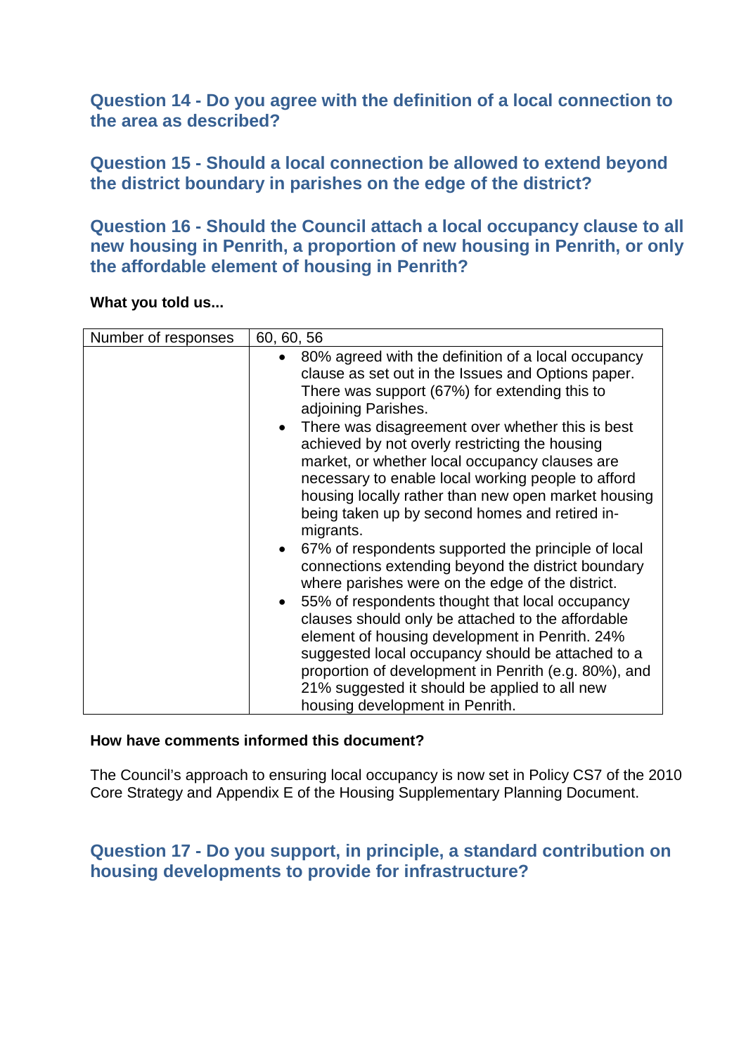### Question 14 - Do you agree with the definition of a local connection to the area as described?

### Question 15 - Should a local connection be allowed to extend beyond the district boundary in parishes on the edge of the district?

### Question 16 - Should the Council attach a local occupancy clause to all new housing in Penrith, a proportion of new housing in Penrith, or only the affordable element of housing in Penrith?

**What you told us...**

| Number of responses | 60, 60, 56 |
|---|---|
| | <ul><li>80% agreed with the definition of a local occupancy clause as set out in the Issues and Options paper. There was support (67%) for extending this to adjoining Parishes.</li><li>There was disagreement over whether this is best achieved by not overly restricting the housing market, or whether local occupancy clauses are necessary to enable local working people to afford housing locally rather than new open market housing being taken up by second homes and retired in-migrants.</li><li>67% of respondents supported the principle of local connections extending beyond the district boundary where parishes were on the edge of the district.</li><li>55% of respondents thought that local occupancy clauses should only be attached to the affordable element of housing development in Penrith. 24% suggested local occupancy should be attached to a proportion of development in Penrith (e.g. 80%), and 21% suggested it should be applied to all new housing development in Penrith.</li></ul> |

**How have comments informed this document?**

The Council's approach to ensuring local occupancy is now set in Policy CS7 of the 2010 Core Strategy and Appendix E of the Housing Supplementary Planning Document.

### Question 17 - Do you support, in principle, a standard contribution on housing developments to provide for infrastructure?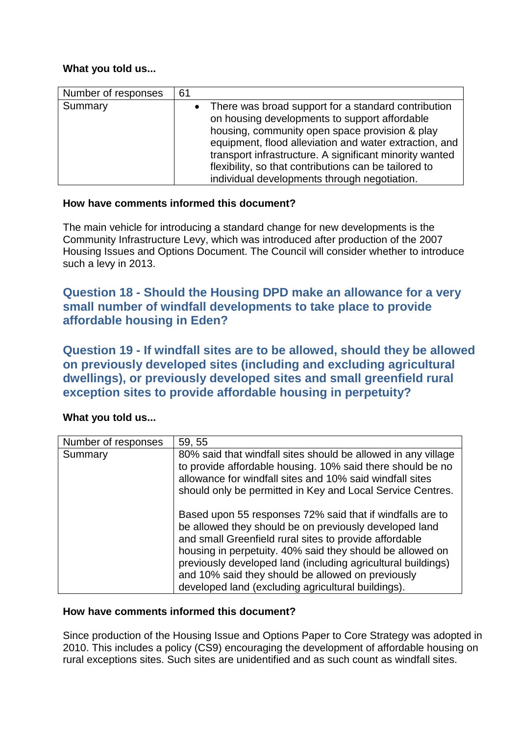**What you told us...**

| Number of responses | 61 |
|---|---|
| Summary | • There was broad support for a standard contribution on housing developments to support affordable housing, community open space provision & play equipment, flood alleviation and water extraction, and transport infrastructure. A significant minority wanted flexibility, so that contributions can be tailored to individual developments through negotiation. |

**How have comments informed this document?**

The main vehicle for introducing a standard change for new developments is the Community Infrastructure Levy, which was introduced after production of the 2007 Housing Issues and Options Document. The Council will consider whether to introduce such a levy in 2013.

## Question 18 - Should the Housing DPD make an allowance for a very small number of windfall developments to take place to provide affordable housing in Eden?

## Question 19 - If windfall sites are to be allowed, should they be allowed on previously developed sites (including and excluding agricultural dwellings), or previously developed sites and small greenfield rural exception sites to provide affordable housing in perpetuity?

**What you told us...**

| Number of responses | 59, 55 |
|---|---|
| Summary | 80% said that windfall sites should be allowed in any village to provide affordable housing. 10% said there should be no allowance for windfall sites and 10% said windfall sites should only be permitted in Key and Local Service Centres.<br><br>Based upon 55 responses 72% said that if windfalls are to be allowed they should be on previously developed land and small Greenfield rural sites to provide affordable housing in perpetuity. 40% said they should be allowed on previously developed land (including agricultural buildings) and 10% said they should be allowed on previously developed land (excluding agricultural buildings). |

**How have comments informed this document?**

Since production of the Housing Issue and Options Paper to Core Strategy was adopted in 2010. This includes a policy (CS9) encouraging the development of affordable housing on rural exceptions sites. Such sites are unidentified and as such count as windfall sites.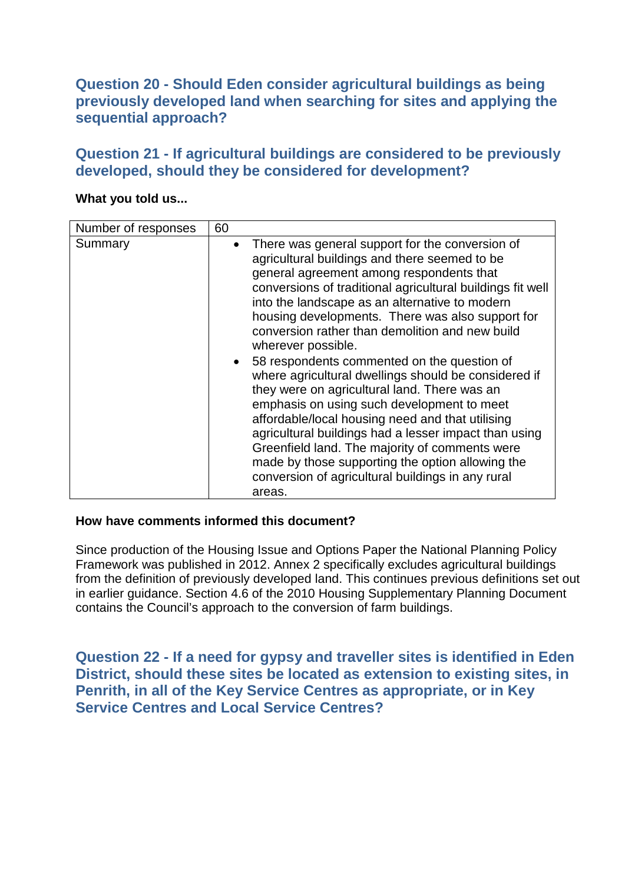### Question 20 - Should Eden consider agricultural buildings as being previously developed land when searching for sites and applying the sequential approach?

### Question 21 - If agricultural buildings are considered to be previously developed, should they be considered for development?

**What you told us...**

| Number of responses | 60 |
|---|---|
| Summary | • There was general support for the conversion of agricultural buildings and there seemed to be general agreement among respondents that conversions of traditional agricultural buildings fit well into the landscape as an alternative to modern housing developments. There was also support for conversion rather than demolition and new build wherever possible.<br>• 58 respondents commented on the question of where agricultural dwellings should be considered if they were on agricultural land. There was an emphasis on using such development to meet affordable/local housing need and that utilising agricultural buildings had a lesser impact than using Greenfield land. The majority of comments were made by those supporting the option allowing the conversion of agricultural buildings in any rural areas. |

**How have comments informed this document?**

Since production of the Housing Issue and Options Paper the National Planning Policy Framework was published in 2012. Annex 2 specifically excludes agricultural buildings from the definition of previously developed land. This continues previous definitions set out in earlier guidance. Section 4.6 of the 2010 Housing Supplementary Planning Document contains the Council's approach to the conversion of farm buildings.

### Question 22 - If a need for gypsy and traveller sites is identified in Eden District, should these sites be located as extension to existing sites, in Penrith, in all of the Key Service Centres as appropriate, or in Key Service Centres and Local Service Centres?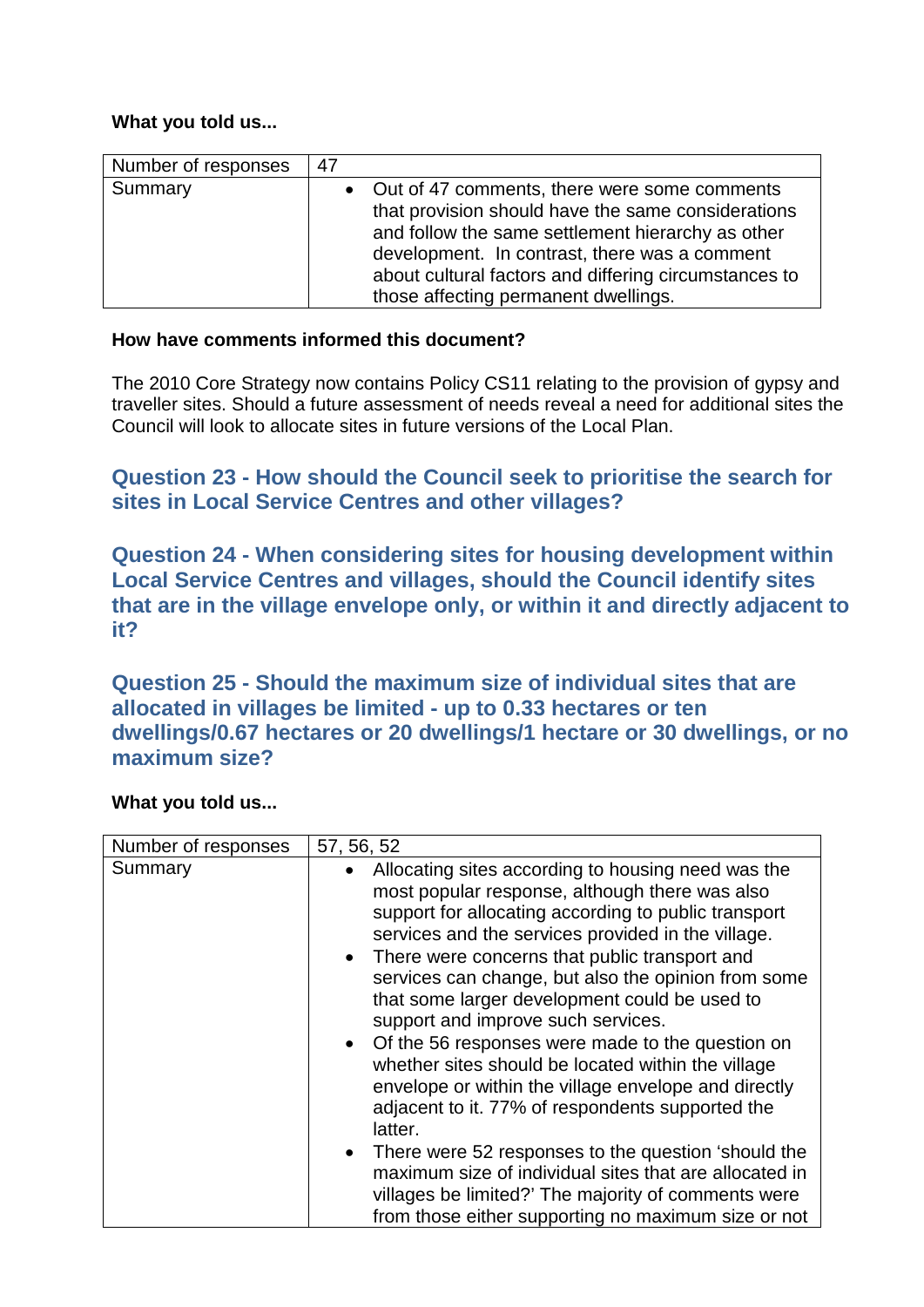**What you told us...**

| Number of responses | 47 |
|---|---|
| Summary | • Out of 47 comments, there were some comments that provision should have the same considerations and follow the same settlement hierarchy as other development. In contrast, there was a comment about cultural factors and differing circumstances to those affecting permanent dwellings. |

**How have comments informed this document?**

The 2010 Core Strategy now contains Policy CS11 relating to the provision of gypsy and traveller sites. Should a future assessment of needs reveal a need for additional sites the Council will look to allocate sites in future versions of the Local Plan.

### Question 23 - How should the Council seek to prioritise the search for sites in Local Service Centres and other villages?

### Question 24 - When considering sites for housing development within Local Service Centres and villages, should the Council identify sites that are in the village envelope only, or within it and directly adjacent to it?

### Question 25 - Should the maximum size of individual sites that are allocated in villages be limited - up to 0.33 hectares or ten dwellings/0.67 hectares or 20 dwellings/1 hectare or 30 dwellings, or no maximum size?

**What you told us...**

| Number of responses | 57, 56, 52 |
|---|---|
| Summary | • Allocating sites according to housing need was the most popular response, although there was also support for allocating according to public transport services and the services provided in the village.<br>• There were concerns that public transport and services can change, but also the opinion from some that some larger development could be used to support and improve such services.<br>• Of the 56 responses were made to the question on whether sites should be located within the village envelope or within the village envelope and directly adjacent to it. 77% of respondents supported the latter.<br>• There were 52 responses to the question 'should the maximum size of individual sites that are allocated in villages be limited?' The majority of comments were from those either supporting no maximum size or not |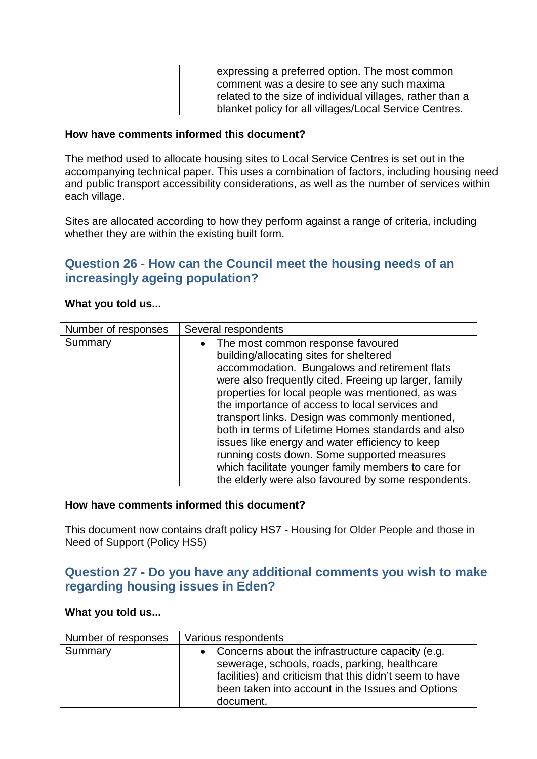| | |
|---|---|
| | expressing a preferred option. The most common comment was a desire to see any such maxima related to the size of individual villages, rather than a blanket policy for all villages/Local Service Centres. |

**How have comments informed this document?**

The method used to allocate housing sites to Local Service Centres is set out in the accompanying technical paper. This uses a combination of factors, including housing need and public transport accessibility considerations, as well as the number of services within each village.

Sites are allocated according to how they perform against a range of criteria, including whether they are within the existing built form.

## Question 26 - How can the Council meet the housing needs of an increasingly ageing population?

**What you told us...**

| Number of responses | Several respondents |
|---|---|
| Summary | • The most common response favoured building/allocating sites for sheltered accommodation. Bungalows and retirement flats were also frequently cited. Freeing up larger, family properties for local people was mentioned, as was the importance of access to local services and transport links. Design was commonly mentioned, both in terms of Lifetime Homes standards and also issues like energy and water efficiency to keep running costs down. Some supported measures which facilitate younger family members to care for the elderly were also favoured by some respondents. |

**How have comments informed this document?**

This document now contains draft policy HS7 - Housing for Older People and those in Need of Support (Policy HS5)

## Question 27 - Do you have any additional comments you wish to make regarding housing issues in Eden?

**What you told us...**

| Number of responses | Various respondents |
|---|---|
| Summary | • Concerns about the infrastructure capacity (e.g. sewerage, schools, roads, parking, healthcare facilities) and criticism that this didn't seem to have been taken into account in the Issues and Options document. |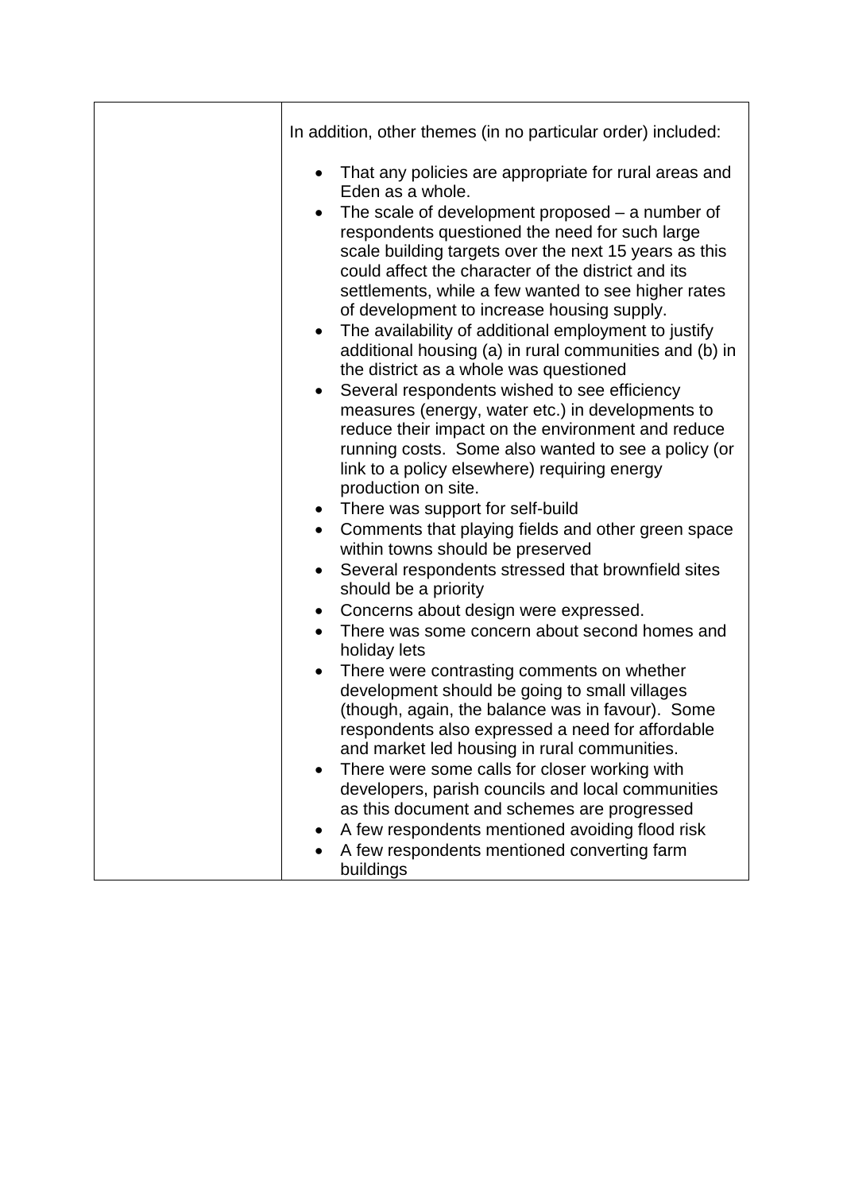| | |
|---|---|
| | In addition, other themes (in no particular order) included:<br><br>• That any policies are appropriate for rural areas and Eden as a whole.<br>• The scale of development proposed – a number of respondents questioned the need for such large scale building targets over the next 15 years as this could affect the character of the district and its settlements, while a few wanted to see higher rates of development to increase housing supply.<br>• The availability of additional employment to justify additional housing (a) in rural communities and (b) in the district as a whole was questioned<br>• Several respondents wished to see efficiency measures (energy, water etc.) in developments to reduce their impact on the environment and reduce running costs. Some also wanted to see a policy (or link to a policy elsewhere) requiring energy production on site.<br>• There was support for self-build<br>• Comments that playing fields and other green space within towns should be preserved<br>• Several respondents stressed that brownfield sites should be a priority<br>• Concerns about design were expressed.<br>• There was some concern about second homes and holiday lets<br>• There were contrasting comments on whether development should be going to small villages (though, again, the balance was in favour). Some respondents also expressed a need for affordable and market led housing in rural communities.<br>• There were some calls for closer working with developers, parish councils and local communities as this document and schemes are progressed<br>• A few respondents mentioned avoiding flood risk<br>• A few respondents mentioned converting farm buildings |